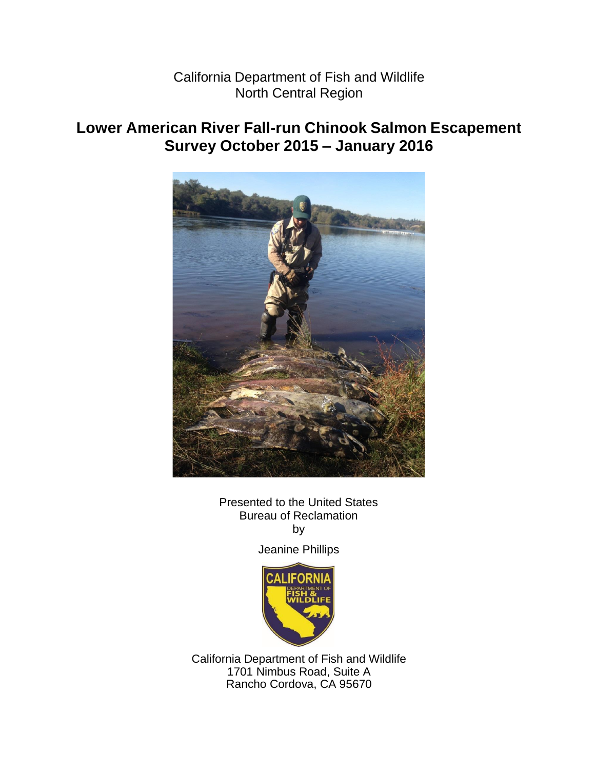California Department of Fish and Wildlife
North Central Region

# Lower American River Fall-run Chinook Salmon Escapement Survey October 2015 – January 2016

Presented to the United States
Bureau of Reclamation
by

Jeanine Phillips

California Department of Fish and Wildlife
1701 Nimbus Road, Suite A
Rancho Cordova, CA 95670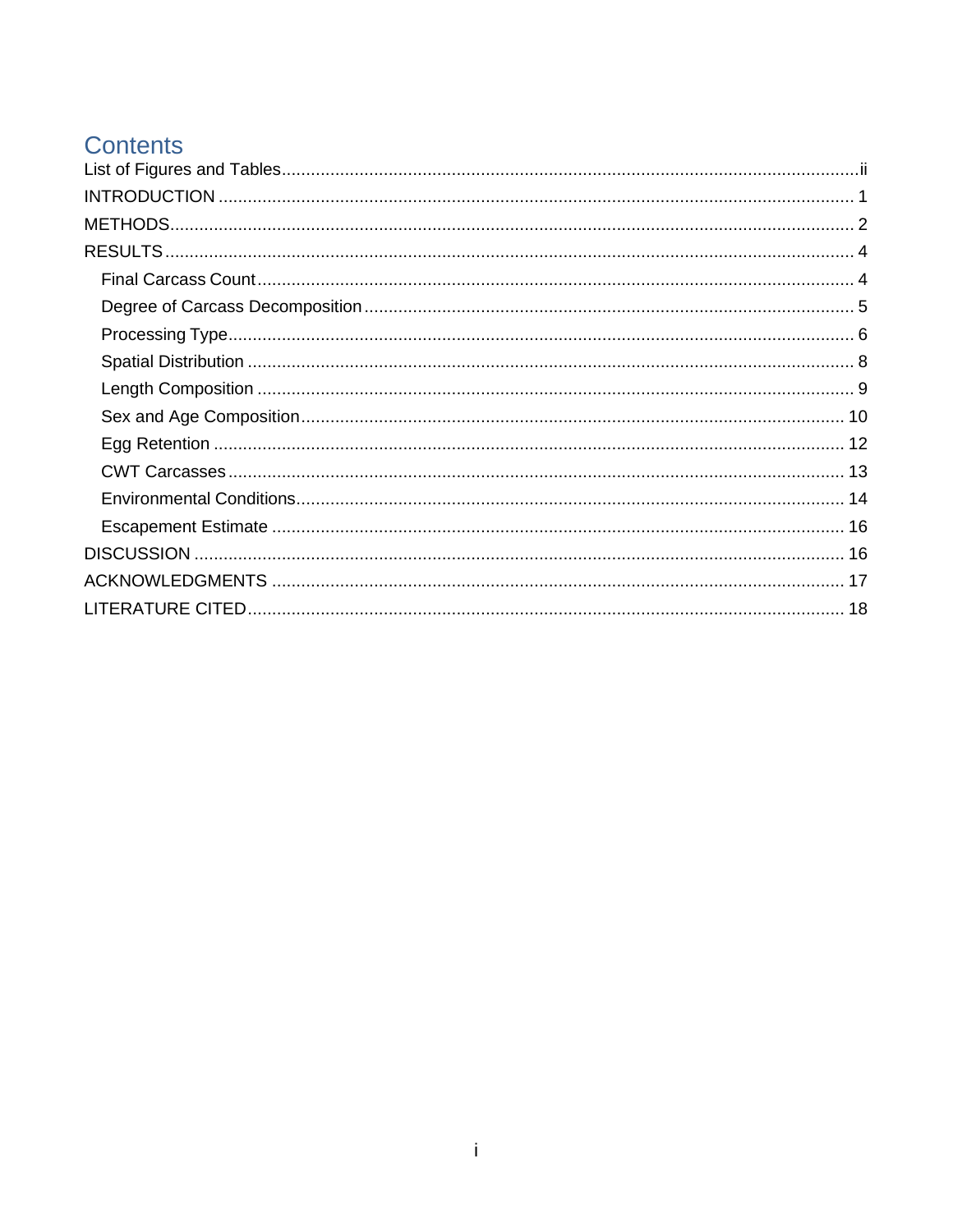# Contents

- List of Figures and Tables ........ ii
- INTRODUCTION ........ 1
- METHODS ........ 2
- RESULTS ........ 4
  - Final Carcass Count ........ 4
  - Degree of Carcass Decomposition ........ 5
  - Processing Type ........ 6
  - Spatial Distribution ........ 8
  - Length Composition ........ 9
  - Sex and Age Composition ........ 10
  - Egg Retention ........ 12
  - CWT Carcasses ........ 13
  - Environmental Conditions ........ 14
  - Escapement Estimate ........ 16
- DISCUSSION ........ 16
- ACKNOWLEDGMENTS ........ 17
- LITERATURE CITED ........ 18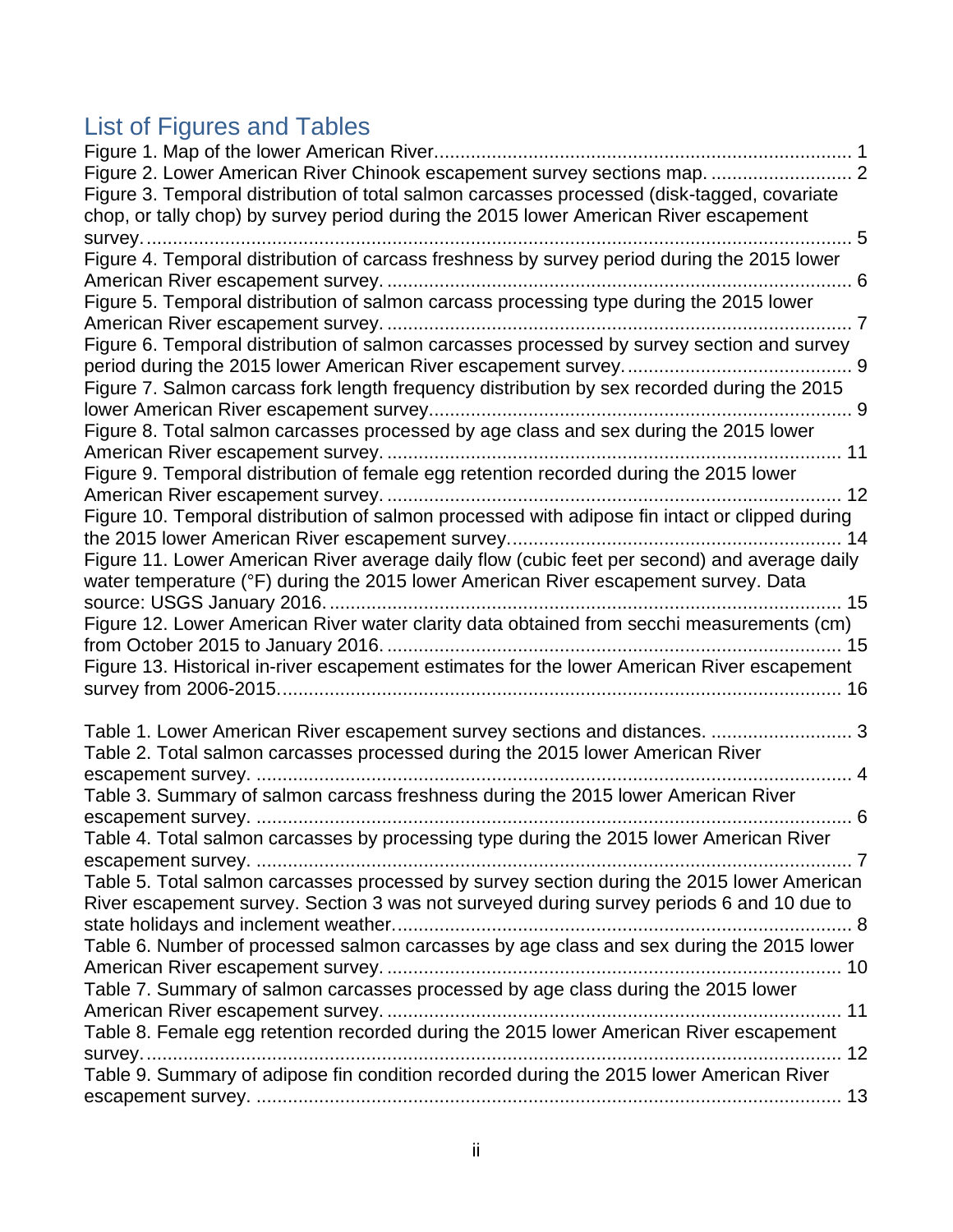## List of Figures and Tables

Figure 1. Map of the lower American River................................................................................ 1
Figure 2. Lower American River Chinook escapement survey sections map. .......................... 2
Figure 3. Temporal distribution of total salmon carcasses processed (disk-tagged, covariate chop, or tally chop) by survey period during the 2015 lower American River escapement survey. ........................................................................................................................... 5
Figure 4. Temporal distribution of carcass freshness by survey period during the 2015 lower American River escapement survey. ......................................................................................... 6
Figure 5. Temporal distribution of salmon carcass processing type during the 2015 lower American River escapement survey. ......................................................................................... 7
Figure 6. Temporal distribution of salmon carcasses processed by survey section and survey period during the 2015 lower American River escapement survey. .......................................... 9
Figure 7. Salmon carcass fork length frequency distribution by sex recorded during the 2015 lower American River escapement survey.................................................................................. 9
Figure 8. Total salmon carcasses processed by age class and sex during the 2015 lower American River escapement survey. ....................................................................................... 11
Figure 9. Temporal distribution of female egg retention recorded during the 2015 lower American River escapement survey. ....................................................................................... 12
Figure 10. Temporal distribution of salmon processed with adipose fin intact or clipped during the 2015 lower American River escapement survey................................................................ 14
Figure 11. Lower American River average daily flow (cubic feet per second) and average daily water temperature (°F) during the 2015 lower American River escapement survey. Data source: USGS January 2016. ................................................................................................... 15
Figure 12. Lower American River water clarity data obtained from secchi measurements (cm) from October 2015 to January 2016. ....................................................................................... 15
Figure 13. Historical in-river escapement estimates for the lower American River escapement survey from 2006-2015............................................................................................................ 16

Table 1. Lower American River escapement survey sections and distances. ........................... 3
Table 2. Total salmon carcasses processed during the 2015 lower American River escapement survey. .................................................................................................................. 4
Table 3. Summary of salmon carcass freshness during the 2015 lower American River escapement survey. .................................................................................................................. 6
Table 4. Total salmon carcasses by processing type during the 2015 lower American River escapement survey. .................................................................................................................. 7
Table 5. Total salmon carcasses processed by survey section during the 2015 lower American River escapement survey. Section 3 was not surveyed during survey periods 6 and 10 due to state holidays and inclement weather.......................................................................................... 8
Table 6. Number of processed salmon carcasses by age class and sex during the 2015 lower American River escapement survey. ....................................................................................... 10
Table 7. Summary of salmon carcasses processed by age class during the 2015 lower American River escapement survey. ....................................................................................... 11
Table 8. Female egg retention recorded during the 2015 lower American River escapement survey......................................................................................................................................... 12
Table 9. Summary of adipose fin condition recorded during the 2015 lower American River escapement survey. ................................................................................................................. 13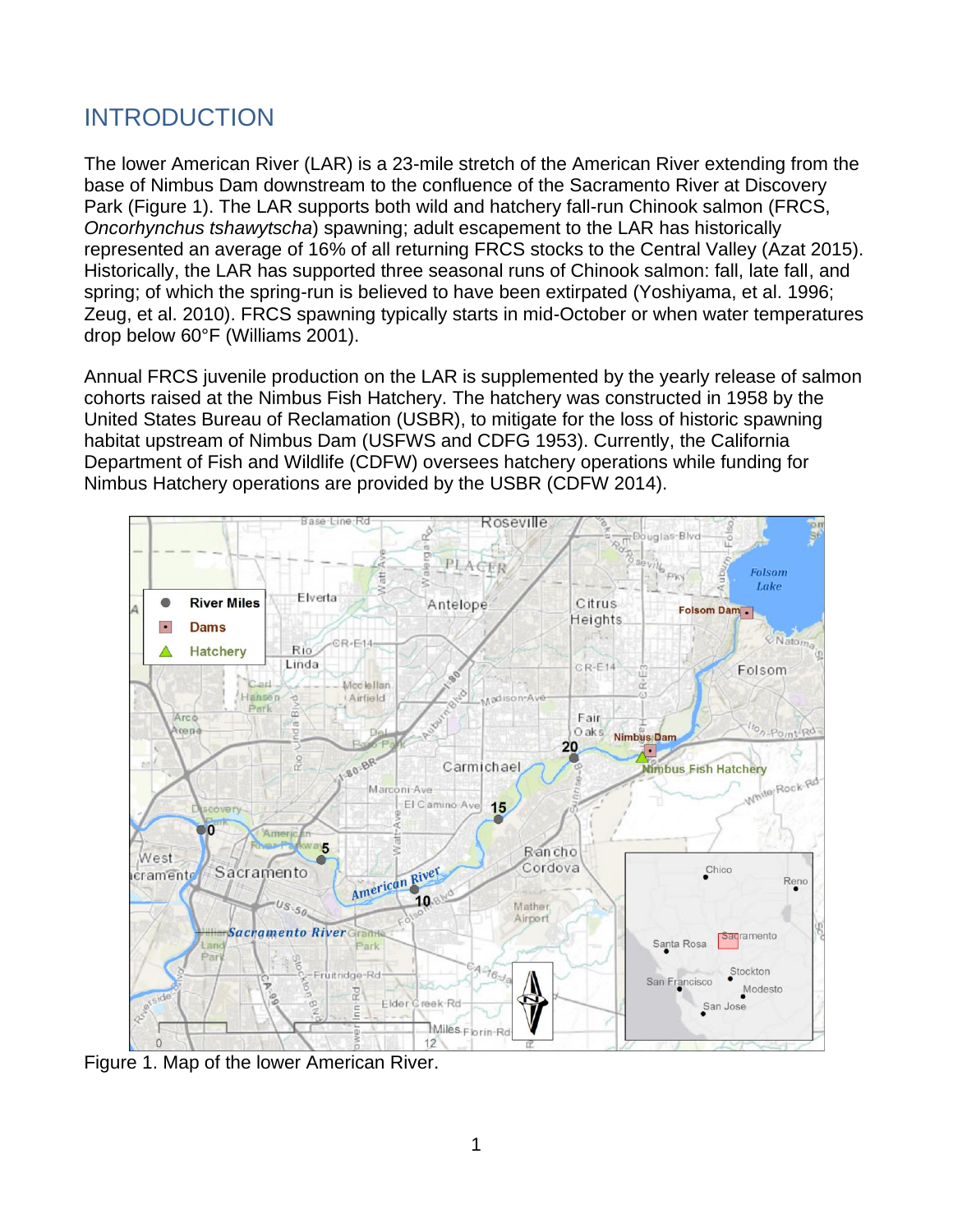# INTRODUCTION

The lower American River (LAR) is a 23-mile stretch of the American River extending from the base of Nimbus Dam downstream to the confluence of the Sacramento River at Discovery Park (Figure 1). The LAR supports both wild and hatchery fall-run Chinook salmon (FRCS, *Oncorhynchus tshawytscha*) spawning; adult escapement to the LAR has historically represented an average of 16% of all returning FRCS stocks to the Central Valley (Azat 2015). Historically, the LAR has supported three seasonal runs of Chinook salmon: fall, late fall, and spring; of which the spring-run is believed to have been extirpated (Yoshiyama, et al. 1996; Zeug, et al. 2010). FRCS spawning typically starts in mid-October or when water temperatures drop below 60°F (Williams 2001).

Annual FRCS juvenile production on the LAR is supplemented by the yearly release of salmon cohorts raised at the Nimbus Fish Hatchery. The hatchery was constructed in 1958 by the United States Bureau of Reclamation (USBR), to mitigate for the loss of historic spawning habitat upstream of Nimbus Dam (USFWS and CDFG 1953). Currently, the California Department of Fish and Wildlife (CDFW) oversees hatchery operations while funding for Nimbus Hatchery operations are provided by the USBR (CDFW 2014).

Figure 1. Map of the lower American River.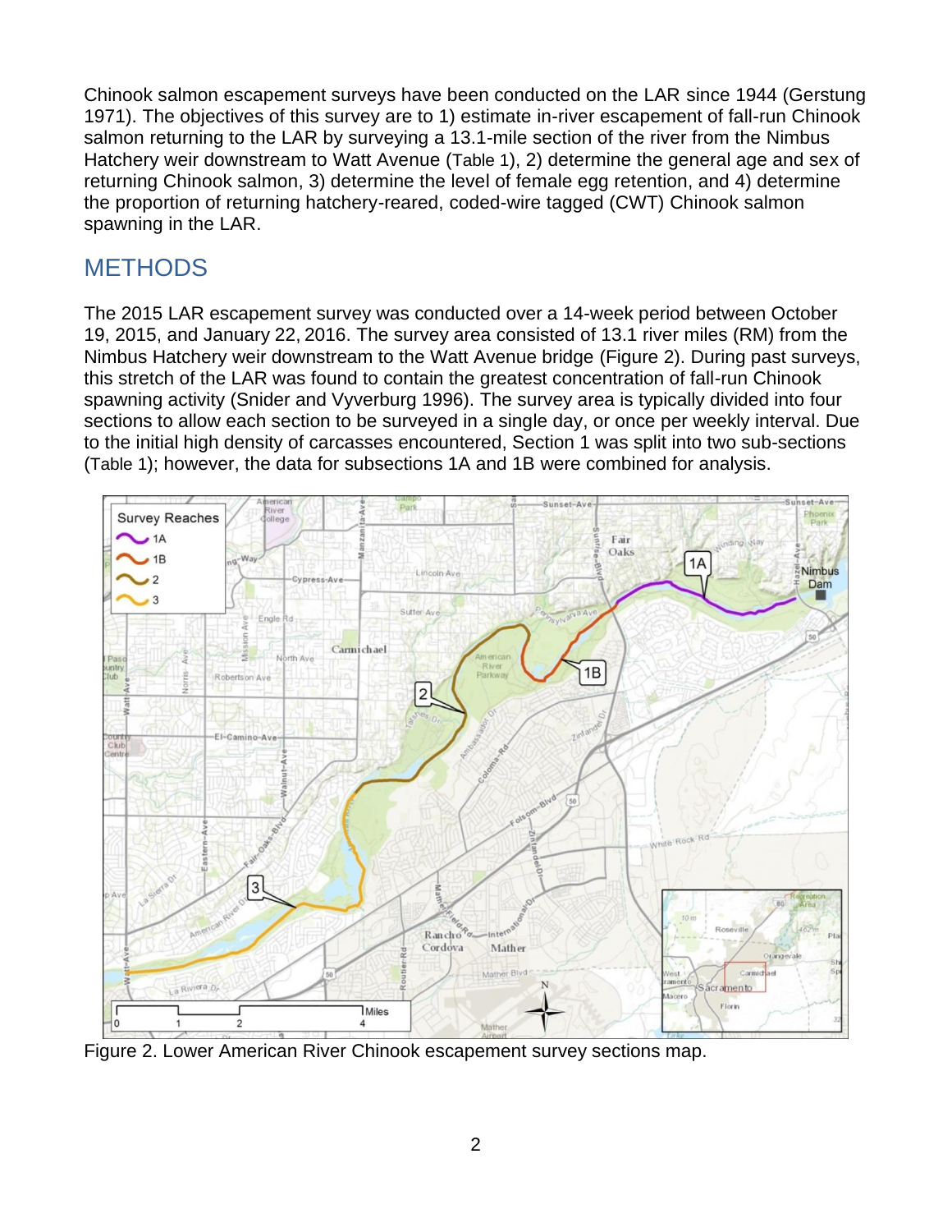Chinook salmon escapement surveys have been conducted on the LAR since 1944 (Gerstung 1971). The objectives of this survey are to 1) estimate in-river escapement of fall-run Chinook salmon returning to the LAR by surveying a 13.1-mile section of the river from the Nimbus Hatchery weir downstream to Watt Avenue (Table 1), 2) determine the general age and sex of returning Chinook salmon, 3) determine the level of female egg retention, and 4) determine the proportion of returning hatchery-reared, coded-wire tagged (CWT) Chinook salmon spawning in the LAR.

## METHODS

The 2015 LAR escapement survey was conducted over a 14-week period between October 19, 2015, and January 22, 2016. The survey area consisted of 13.1 river miles (RM) from the Nimbus Hatchery weir downstream to the Watt Avenue bridge (Figure 2). During past surveys, this stretch of the LAR was found to contain the greatest concentration of fall-run Chinook spawning activity (Snider and Vyverburg 1996). The survey area is typically divided into four sections to allow each section to be surveyed in a single day, or once per weekly interval. Due to the initial high density of carcasses encountered, Section 1 was split into two sub-sections (Table 1); however, the data for subsections 1A and 1B were combined for analysis.

Figure 2. Lower American River Chinook escapement survey sections map.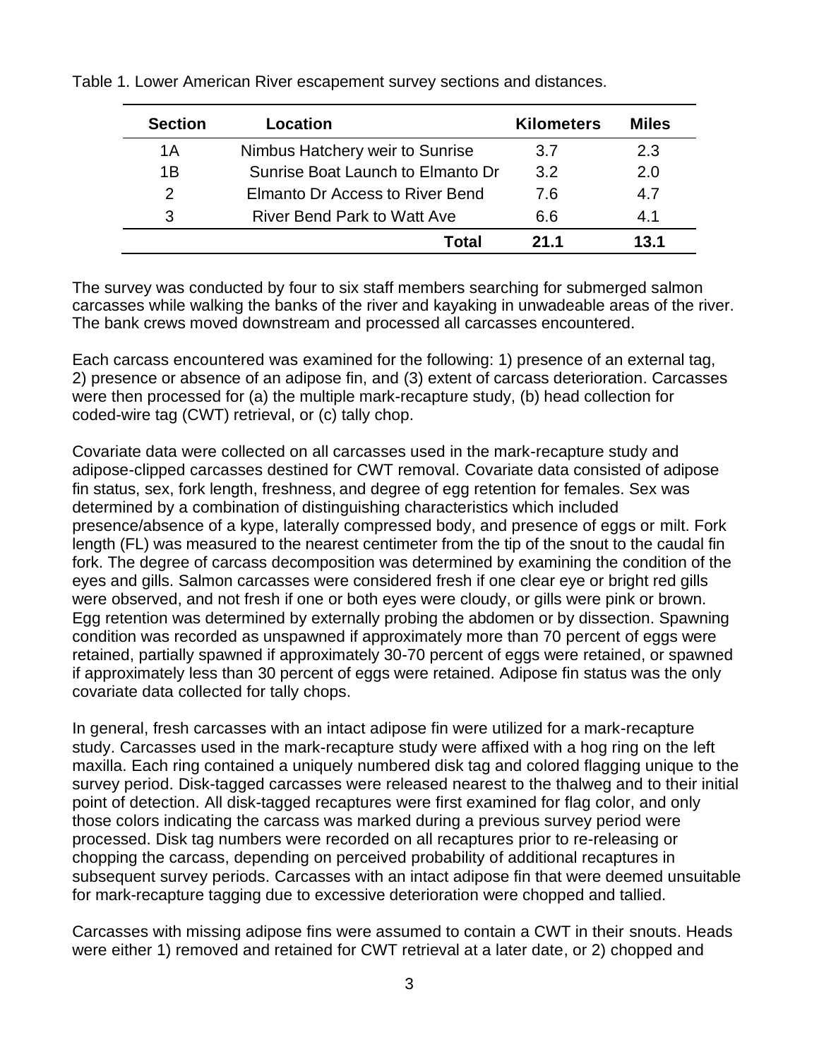Table 1. Lower American River escapement survey sections and distances.

| Section | Location | Kilometers | Miles |
|---|---|---|---|
| 1A | Nimbus Hatchery weir to Sunrise | 3.7 | 2.3 |
| 1B | Sunrise Boat Launch to Elmanto Dr | 3.2 | 2.0 |
| 2 | Elmanto Dr Access to River Bend | 7.6 | 4.7 |
| 3 | River Bend Park to Watt Ave | 6.6 | 4.1 |
| | **Total** | **21.1** | **13.1** |

The survey was conducted by four to six staff members searching for submerged salmon carcasses while walking the banks of the river and kayaking in unwadeable areas of the river. The bank crews moved downstream and processed all carcasses encountered.

Each carcass encountered was examined for the following: 1) presence of an external tag, 2) presence or absence of an adipose fin, and (3) extent of carcass deterioration. Carcasses were then processed for (a) the multiple mark-recapture study, (b) head collection for coded-wire tag (CWT) retrieval, or (c) tally chop.

Covariate data were collected on all carcasses used in the mark-recapture study and adipose-clipped carcasses destined for CWT removal. Covariate data consisted of adipose fin status, sex, fork length, freshness, and degree of egg retention for females. Sex was determined by a combination of distinguishing characteristics which included presence/absence of a kype, laterally compressed body, and presence of eggs or milt. Fork length (FL) was measured to the nearest centimeter from the tip of the snout to the caudal fin fork. The degree of carcass decomposition was determined by examining the condition of the eyes and gills. Salmon carcasses were considered fresh if one clear eye or bright red gills were observed, and not fresh if one or both eyes were cloudy, or gills were pink or brown. Egg retention was determined by externally probing the abdomen or by dissection. Spawning condition was recorded as unspawned if approximately more than 70 percent of eggs were retained, partially spawned if approximately 30-70 percent of eggs were retained, or spawned if approximately less than 30 percent of eggs were retained. Adipose fin status was the only covariate data collected for tally chops.

In general, fresh carcasses with an intact adipose fin were utilized for a mark-recapture study. Carcasses used in the mark-recapture study were affixed with a hog ring on the left maxilla. Each ring contained a uniquely numbered disk tag and colored flagging unique to the survey period. Disk-tagged carcasses were released nearest to the thalweg and to their initial point of detection. All disk-tagged recaptures were first examined for flag color, and only those colors indicating the carcass was marked during a previous survey period were processed. Disk tag numbers were recorded on all recaptures prior to re-releasing or chopping the carcass, depending on perceived probability of additional recaptures in subsequent survey periods. Carcasses with an intact adipose fin that were deemed unsuitable for mark-recapture tagging due to excessive deterioration were chopped and tallied.

Carcasses with missing adipose fins were assumed to contain a CWT in their snouts. Heads were either 1) removed and retained for CWT retrieval at a later date, or 2) chopped and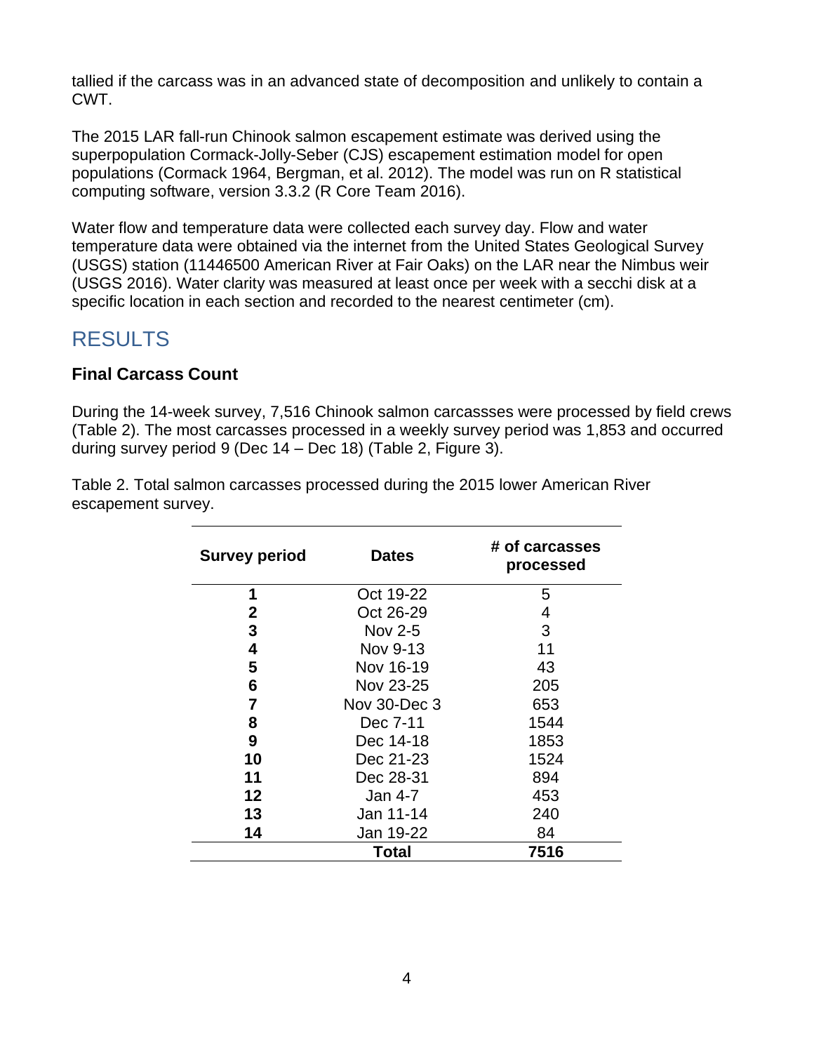tallied if the carcass was in an advanced state of decomposition and unlikely to contain a CWT.

The 2015 LAR fall-run Chinook salmon escapement estimate was derived using the superpopulation Cormack-Jolly-Seber (CJS) escapement estimation model for open populations (Cormack 1964, Bergman, et al. 2012). The model was run on R statistical computing software, version 3.3.2 (R Core Team 2016).

Water flow and temperature data were collected each survey day. Flow and water temperature data were obtained via the internet from the United States Geological Survey (USGS) station (11446500 American River at Fair Oaks) on the LAR near the Nimbus weir (USGS 2016). Water clarity was measured at least once per week with a secchi disk at a specific location in each section and recorded to the nearest centimeter (cm).

## RESULTS

### Final Carcass Count

During the 14-week survey, 7,516 Chinook salmon carcassses were processed by field crews (Table 2). The most carcasses processed in a weekly survey period was 1,853 and occurred during survey period 9 (Dec 14 – Dec 18) (Table 2, Figure 3).

Table 2. Total salmon carcasses processed during the 2015 lower American River escapement survey.

| Survey period | Dates | # of carcasses processed |
|---|---|---|
| **1** | Oct 19-22 | 5 |
| **2** | Oct 26-29 | 4 |
| **3** | Nov 2-5 | 3 |
| **4** | Nov 9-13 | 11 |
| **5** | Nov 16-19 | 43 |
| **6** | Nov 23-25 | 205 |
| **7** | Nov 30-Dec 3 | 653 |
| **8** | Dec 7-11 | 1544 |
| **9** | Dec 14-18 | 1853 |
| **10** | Dec 21-23 | 1524 |
| **11** | Dec 28-31 | 894 |
| **12** | Jan 4-7 | 453 |
| **13** | Jan 11-14 | 240 |
| **14** | Jan 19-22 | 84 |
| | **Total** | **7516** |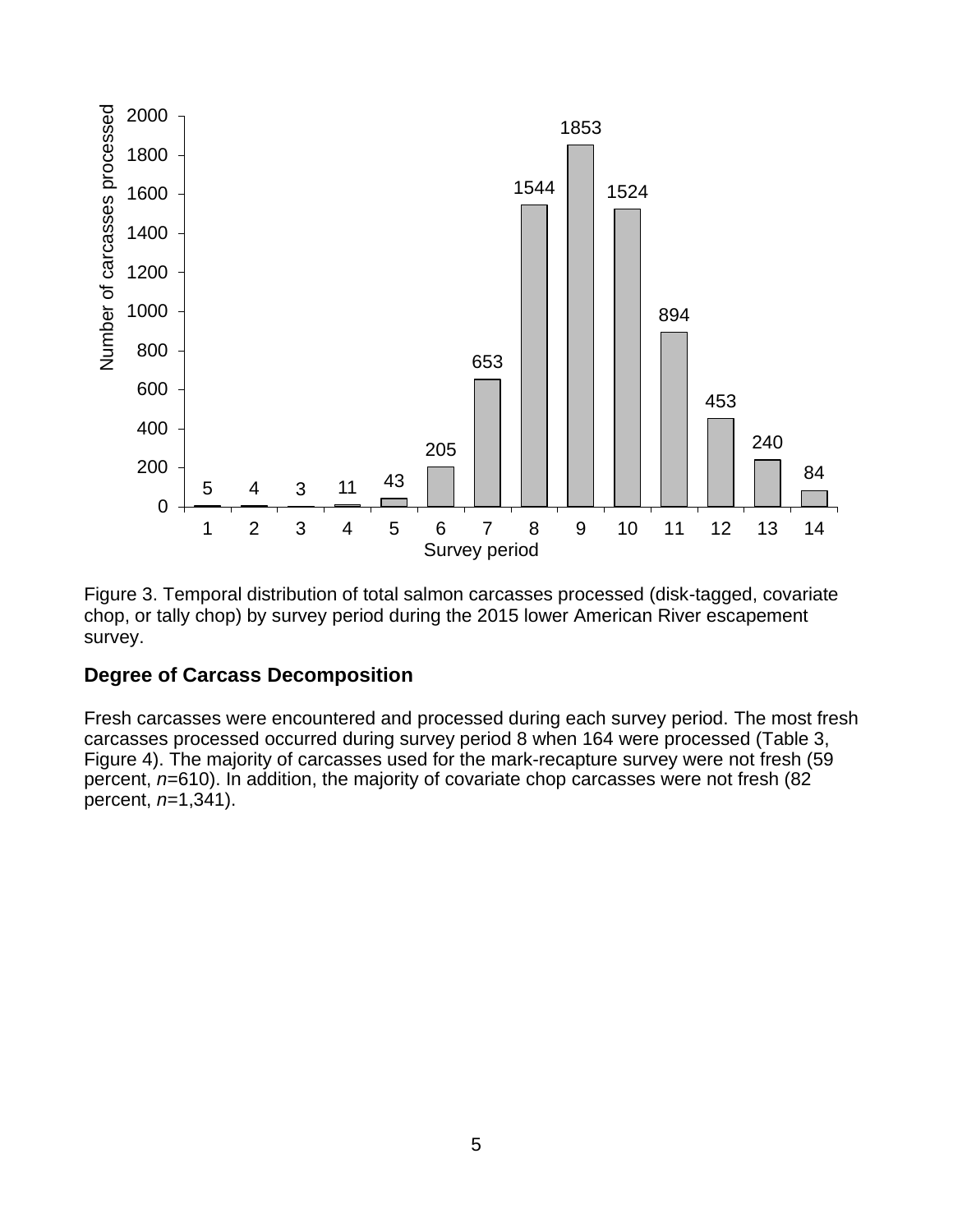Figure 3. Temporal distribution of total salmon carcasses processed (disk-tagged, covariate chop, or tally chop) by survey period during the 2015 lower American River escapement survey.

## Degree of Carcass Decomposition

Fresh carcasses were encountered and processed during each survey period. The most fresh carcasses processed occurred during survey period 8 when 164 were processed (Table 3, Figure 4). The majority of carcasses used for the mark-recapture survey were not fresh (59 percent, *n*=610). In addition, the majority of covariate chop carcasses were not fresh (82 percent, *n*=1,341).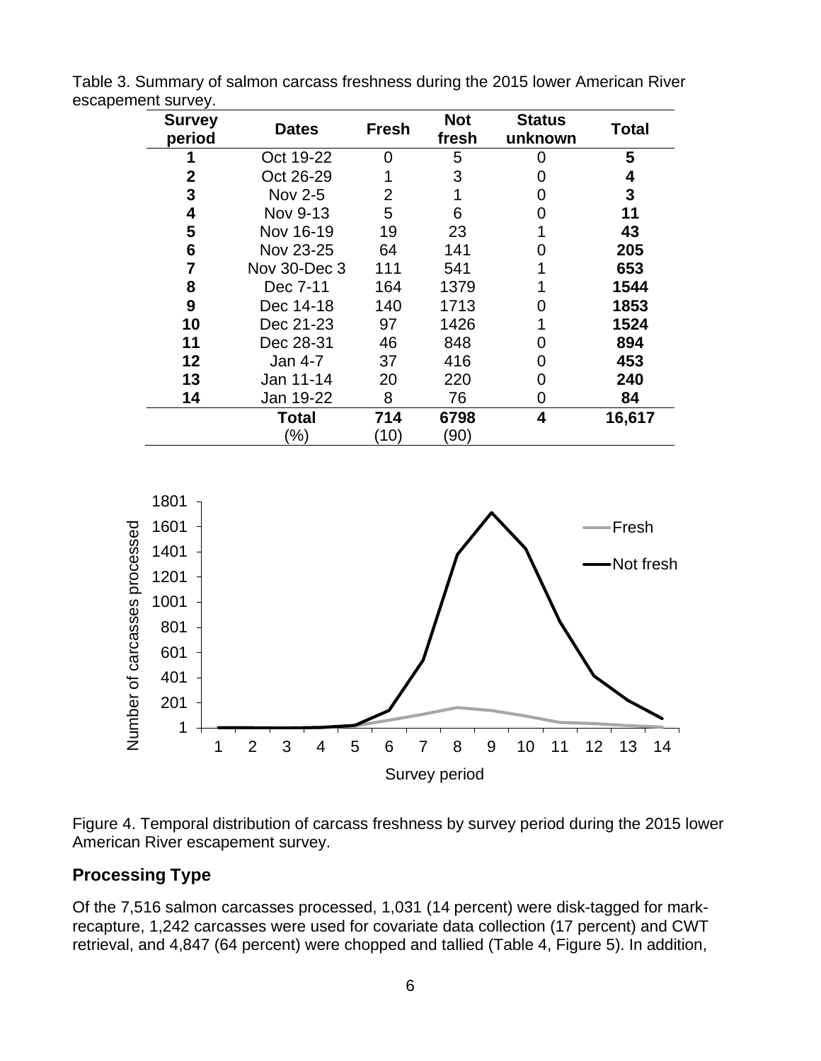Table 3. Summary of salmon carcass freshness during the 2015 lower American River escapement survey.

| Survey period | Dates | Fresh | Not fresh | Status unknown | Total |
|---|---|---|---|---|---|
| **1** | Oct 19-22 | 0 | 5 | 0 | **5** |
| **2** | Oct 26-29 | 1 | 3 | 0 | **4** |
| **3** | Nov 2-5 | 2 | 1 | 0 | **3** |
| **4** | Nov 9-13 | 5 | 6 | 0 | **11** |
| **5** | Nov 16-19 | 19 | 23 | 1 | **43** |
| **6** | Nov 23-25 | 64 | 141 | 0 | **205** |
| **7** | Nov 30-Dec 3 | 111 | 541 | 1 | **653** |
| **8** | Dec 7-11 | 164 | 1379 | 1 | **1544** |
| **9** | Dec 14-18 | 140 | 1713 | 0 | **1853** |
| **10** | Dec 21-23 | 97 | 1426 | 1 | **1524** |
| **11** | Dec 28-31 | 46 | 848 | 0 | **894** |
| **12** | Jan 4-7 | 37 | 416 | 0 | **453** |
| **13** | Jan 11-14 | 20 | 220 | 0 | **240** |
| **14** | Jan 19-22 | 8 | 76 | 0 | **84** |
| | **Total** | **714** | **6798** | **4** | **16,617** |
| | (%) | (10) | (90) | | |

Figure 4. Temporal distribution of carcass freshness by survey period during the 2015 lower American River escapement survey.

## Processing Type

Of the 7,516 salmon carcasses processed, 1,031 (14 percent) were disk-tagged for mark-recapture, 1,242 carcasses were used for covariate data collection (17 percent) and CWT retrieval, and 4,847 (64 percent) were chopped and tallied (Table 4, Figure 5). In addition,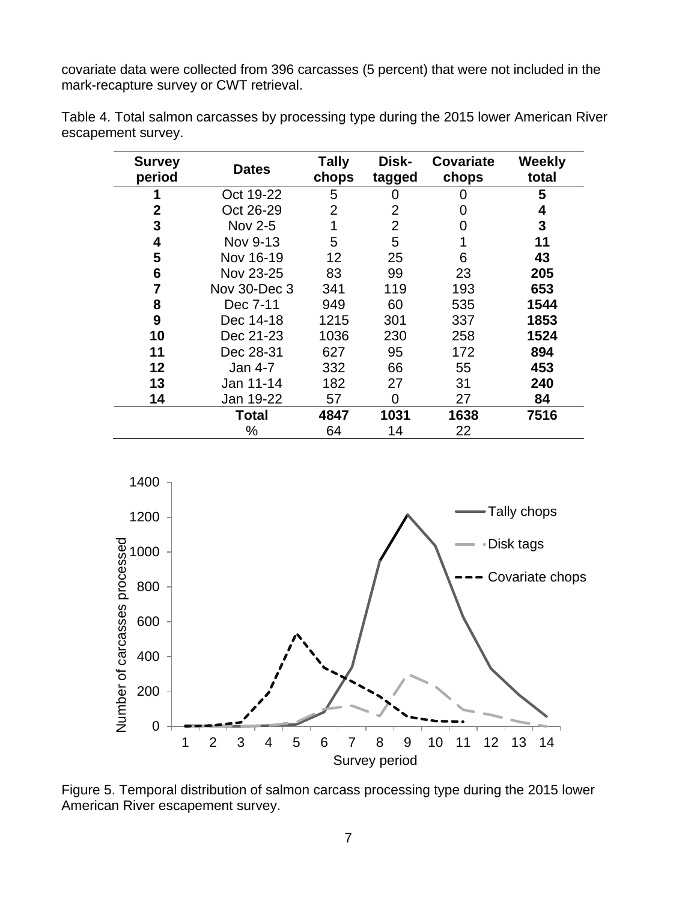covariate data were collected from 396 carcasses (5 percent) that were not included in the mark-recapture survey or CWT retrieval.

Table 4. Total salmon carcasses by processing type during the 2015 lower American River escapement survey.

| Survey period | Dates | Tally chops | Disk-tagged | Covariate chops | Weekly total |
|---|---|---|---|---|---|
| **1** | Oct 19-22 | 5 | 0 | 0 | **5** |
| **2** | Oct 26-29 | 2 | 2 | 0 | **4** |
| **3** | Nov 2-5 | 1 | 2 | 0 | **3** |
| **4** | Nov 9-13 | 5 | 5 | 1 | **11** |
| **5** | Nov 16-19 | 12 | 25 | 6 | **43** |
| **6** | Nov 23-25 | 83 | 99 | 23 | **205** |
| **7** | Nov 30-Dec 3 | 341 | 119 | 193 | **653** |
| **8** | Dec 7-11 | 949 | 60 | 535 | **1544** |
| **9** | Dec 14-18 | 1215 | 301 | 337 | **1853** |
| **10** | Dec 21-23 | 1036 | 230 | 258 | **1524** |
| **11** | Dec 28-31 | 627 | 95 | 172 | **894** |
| **12** | Jan 4-7 | 332 | 66 | 55 | **453** |
| **13** | Jan 11-14 | 182 | 27 | 31 | **240** |
| **14** | Jan 19-22 | 57 | 0 | 27 | **84** |
| | **Total** | **4847** | **1031** | **1638** | **7516** |
| | % | 64 | 14 | 22 | |

Figure 5. Temporal distribution of salmon carcass processing type during the 2015 lower American River escapement survey.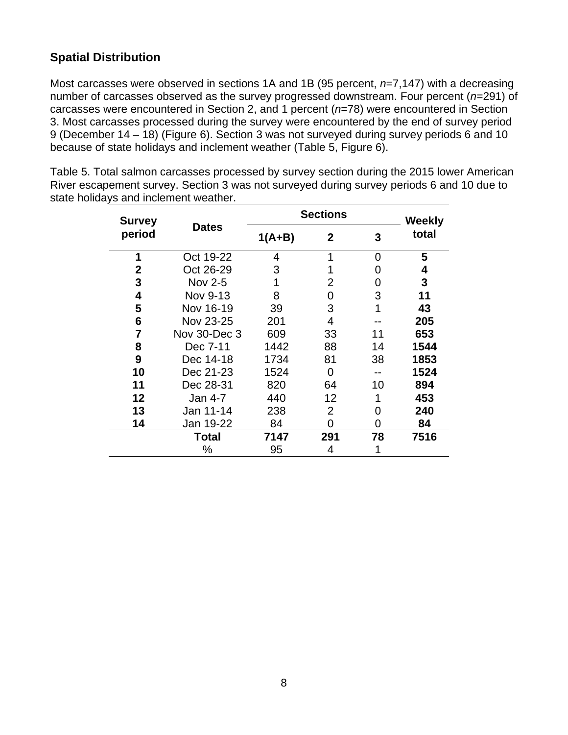## Spatial Distribution

Most carcasses were observed in sections 1A and 1B (95 percent, *n*=7,147) with a decreasing number of carcasses observed as the survey progressed downstream. Four percent (*n*=291) of carcasses were encountered in Section 2, and 1 percent (*n*=78) were encountered in Section 3. Most carcasses processed during the survey were encountered by the end of survey period 9 (December 14 – 18) (Figure 6). Section 3 was not surveyed during survey periods 6 and 10 because of state holidays and inclement weather (Table 5, Figure 6).

Table 5. Total salmon carcasses processed by survey section during the 2015 lower American River escapement survey. Section 3 was not surveyed during survey periods 6 and 10 due to state holidays and inclement weather.

| Survey period | Dates | Sections | | | Weekly total |
|---|---|---|---|---|---|
| | | 1(A+B) | 2 | 3 | |
| **1** | Oct 19-22 | 4 | 1 | 0 | **5** |
| **2** | Oct 26-29 | 3 | 1 | 0 | **4** |
| **3** | Nov 2-5 | 1 | 2 | 0 | **3** |
| **4** | Nov 9-13 | 8 | 0 | 3 | **11** |
| **5** | Nov 16-19 | 39 | 3 | 1 | **43** |
| **6** | Nov 23-25 | 201 | 4 | -- | **205** |
| **7** | Nov 30-Dec 3 | 609 | 33 | 11 | **653** |
| **8** | Dec 7-11 | 1442 | 88 | 14 | **1544** |
| **9** | Dec 14-18 | 1734 | 81 | 38 | **1853** |
| **10** | Dec 21-23 | 1524 | 0 | -- | **1524** |
| **11** | Dec 28-31 | 820 | 64 | 10 | **894** |
| **12** | Jan 4-7 | 440 | 12 | 1 | **453** |
| **13** | Jan 11-14 | 238 | 2 | 0 | **240** |
| **14** | Jan 19-22 | 84 | 0 | 0 | **84** |
| | **Total** | **7147** | **291** | **78** | **7516** |
| | % | 95 | 4 | 1 | |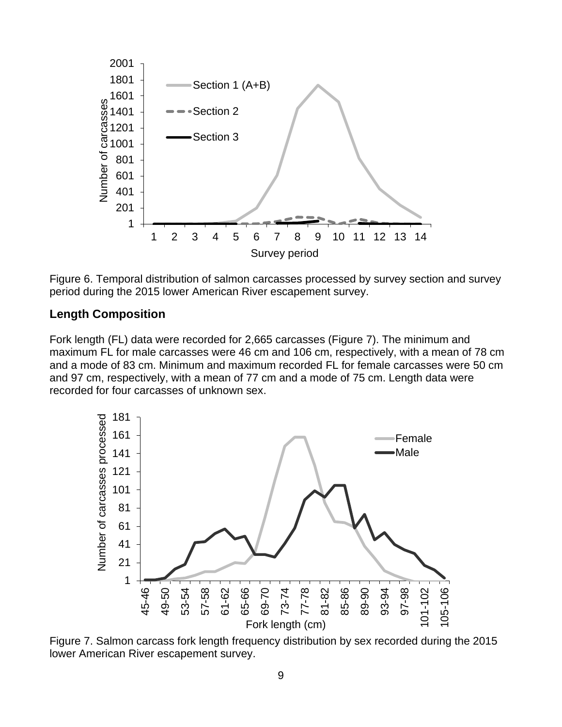Figure 6. Temporal distribution of salmon carcasses processed by survey section and survey period during the 2015 lower American River escapement survey.

## Length Composition

Fork length (FL) data were recorded for 2,665 carcasses (Figure 7). The minimum and maximum FL for male carcasses were 46 cm and 106 cm, respectively, with a mean of 78 cm and a mode of 83 cm. Minimum and maximum recorded FL for female carcasses were 50 cm and 97 cm, respectively, with a mean of 77 cm and a mode of 75 cm. Length data were recorded for four carcasses of unknown sex.

Figure 7. Salmon carcass fork length frequency distribution by sex recorded during the 2015 lower American River escapement survey.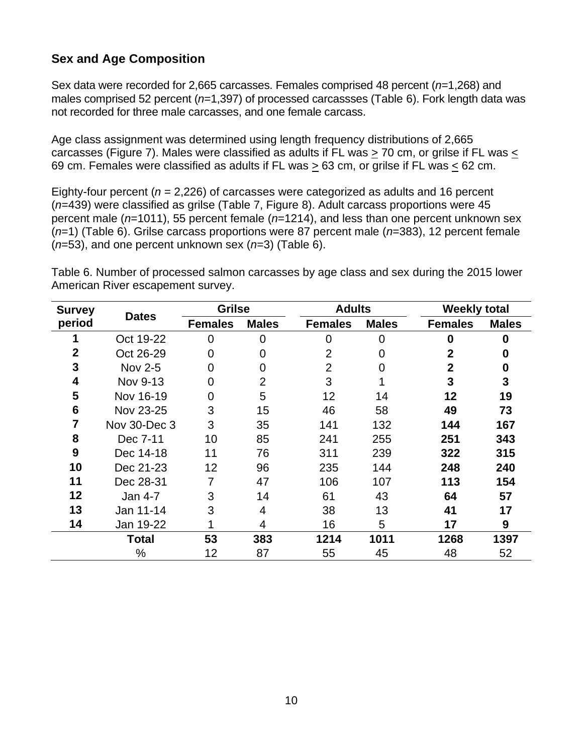### Sex and Age Composition

Sex data were recorded for 2,665 carcasses. Females comprised 48 percent (*n*=1,268) and males comprised 52 percent (*n*=1,397) of processed carcassses (Table 6). Fork length data was not recorded for three male carcasses, and one female carcass.

Age class assignment was determined using length frequency distributions of 2,665 carcasses (Figure 7). Males were classified as adults if FL was $\geq$ 70 cm, or grilse if FL was $\leq$ 69 cm. Females were classified as adults if FL was $\geq$ 63 cm, or grilse if FL was $\leq$ 62 cm.

Eighty-four percent (*n* = 2,226) of carcasses were categorized as adults and 16 percent (*n*=439) were classified as grilse (Table 7, Figure 8). Adult carcass proportions were 45 percent male (*n*=1011), 55 percent female (*n*=1214), and less than one percent unknown sex (*n*=1) (Table 6). Grilse carcass proportions were 87 percent male (*n*=383), 12 percent female (*n*=53), and one percent unknown sex (*n*=3) (Table 6).

Table 6. Number of processed salmon carcasses by age class and sex during the 2015 lower American River escapement survey.

| Survey period | Dates | Grilse | | Adults | | Weekly total | |
|---|---|---|---|---|---|---|---|
| | | Females | Males | Females | Males | Females | Males |
| 1 | Oct 19-22 | 0 | 0 | 0 | 0 | **0** | **0** |
| 2 | Oct 26-29 | 0 | 0 | 2 | 0 | **2** | **0** |
| 3 | Nov 2-5 | 0 | 0 | 2 | 0 | **2** | **0** |
| 4 | Nov 9-13 | 0 | 2 | 3 | 1 | **3** | **3** |
| 5 | Nov 16-19 | 0 | 5 | 12 | 14 | **12** | **19** |
| 6 | Nov 23-25 | 3 | 15 | 46 | 58 | **49** | **73** |
| 7 | Nov 30-Dec 3 | 3 | 35 | 141 | 132 | **144** | **167** |
| 8 | Dec 7-11 | 10 | 85 | 241 | 255 | **251** | **343** |
| 9 | Dec 14-18 | 11 | 76 | 311 | 239 | **322** | **315** |
| 10 | Dec 21-23 | 12 | 96 | 235 | 144 | **248** | **240** |
| 11 | Dec 28-31 | 7 | 47 | 106 | 107 | **113** | **154** |
| 12 | Jan 4-7 | 3 | 14 | 61 | 43 | **64** | **57** |
| 13 | Jan 11-14 | 3 | 4 | 38 | 13 | **41** | **17** |
| 14 | Jan 19-22 | 1 | 4 | 16 | 5 | **17** | **9** |
| | **Total** | **53** | **383** | **1214** | **1011** | **1268** | **1397** |
| | % | 12 | 87 | 55 | 45 | 48 | 52 |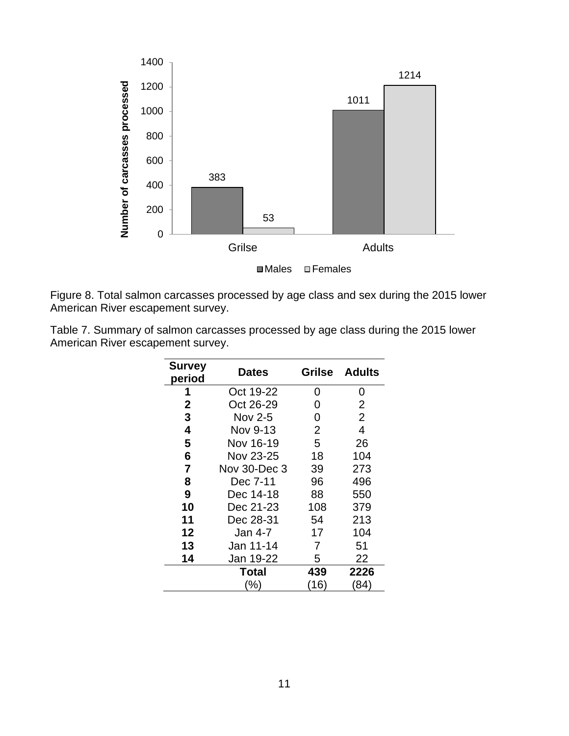Figure 8. Total salmon carcasses processed by age class and sex during the 2015 lower American River escapement survey.

Table 7. Summary of salmon carcasses processed by age class during the 2015 lower American River escapement survey.

| Survey period | Dates | Grilse | Adults |
|---|---|---|---|
| **1** | Oct 19-22 | 0 | 0 |
| **2** | Oct 26-29 | 0 | 2 |
| **3** | Nov 2-5 | 0 | 2 |
| **4** | Nov 9-13 | 2 | 4 |
| **5** | Nov 16-19 | 5 | 26 |
| **6** | Nov 23-25 | 18 | 104 |
| **7** | Nov 30-Dec 3 | 39 | 273 |
| **8** | Dec 7-11 | 96 | 496 |
| **9** | Dec 14-18 | 88 | 550 |
| **10** | Dec 21-23 | 108 | 379 |
| **11** | Dec 28-31 | 54 | 213 |
| **12** | Jan 4-7 | 17 | 104 |
| **13** | Jan 11-14 | 7 | 51 |
| **14** | Jan 19-22 | 5 | 22 |
| | **Total** | **439** | **2226** |
| | (%) | (16) | (84) |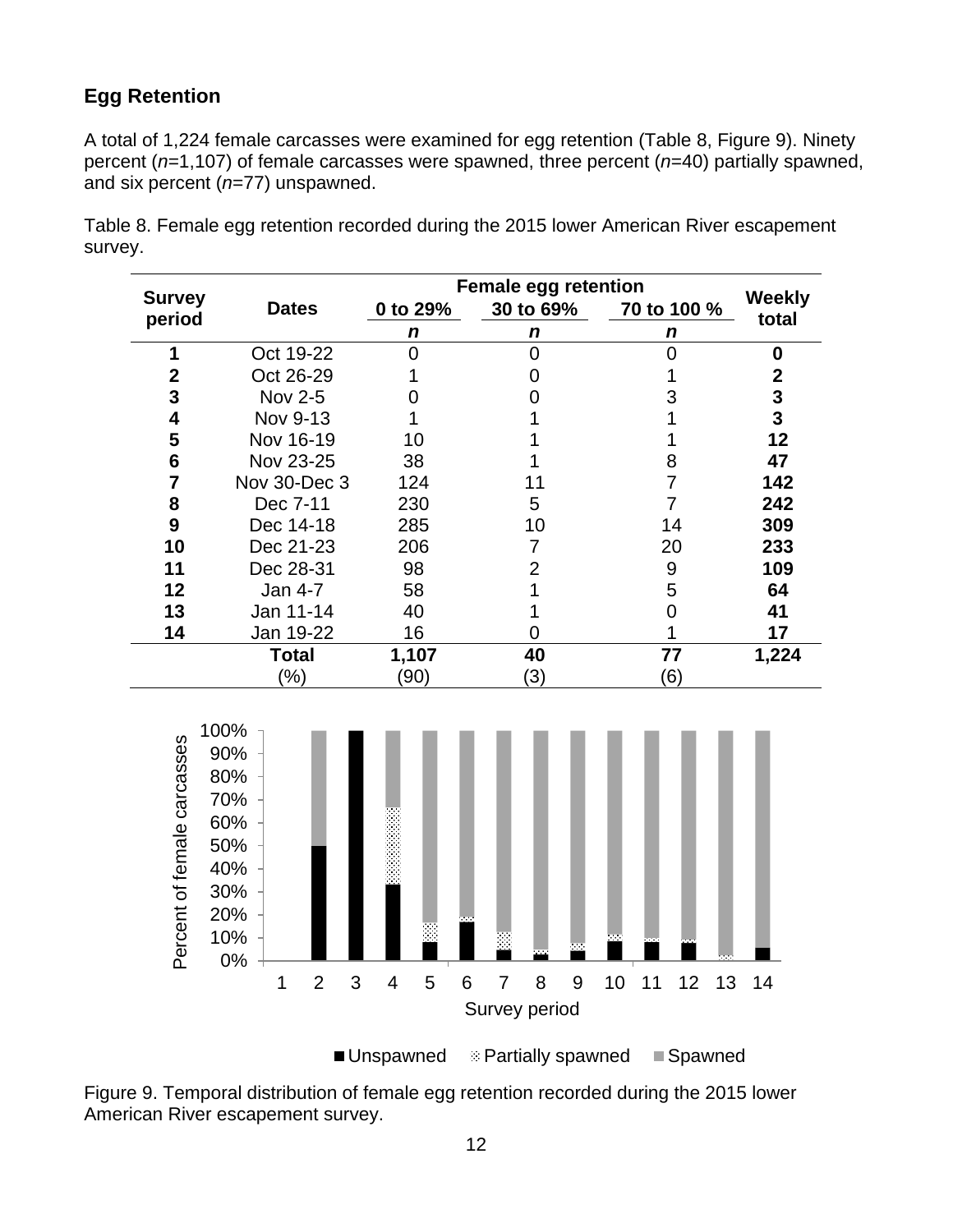## Egg Retention

A total of 1,224 female carcasses were examined for egg retention (Table 8, Figure 9). Ninety percent (*n*=1,107) of female carcasses were spawned, three percent (*n*=40) partially spawned, and six percent (*n*=77) unspawned.

Table 8. Female egg retention recorded during the 2015 lower American River escapement survey.

| Survey period | Dates | Female egg retention | | | Weekly total |
|---|---|---|---|---|---|
| | | 0 to 29% | 30 to 69% | 70 to 100 % | |
| | | *n* | *n* | *n* | |
| **1** | Oct 19-22 | 0 | 0 | 0 | **0** |
| **2** | Oct 26-29 | 1 | 0 | 1 | **2** |
| **3** | Nov 2-5 | 0 | 0 | 3 | **3** |
| **4** | Nov 9-13 | 1 | 1 | 1 | **3** |
| **5** | Nov 16-19 | 10 | 1 | 1 | **12** |
| **6** | Nov 23-25 | 38 | 1 | 8 | **47** |
| **7** | Nov 30-Dec 3 | 124 | 11 | 7 | **142** |
| **8** | Dec 7-11 | 230 | 5 | 7 | **242** |
| **9** | Dec 14-18 | 285 | 10 | 14 | **309** |
| **10** | Dec 21-23 | 206 | 7 | 20 | **233** |
| **11** | Dec 28-31 | 98 | 2 | 9 | **109** |
| **12** | Jan 4-7 | 58 | 1 | 5 | **64** |
| **13** | Jan 11-14 | 40 | 1 | 0 | **41** |
| **14** | Jan 19-22 | 16 | 0 | 1 | **17** |
| | **Total** | **1,107** | **40** | **77** | **1,224** |
| | (%) | (90) | (3) | (6) | |

Figure 9. Temporal distribution of female egg retention recorded during the 2015 lower American River escapement survey.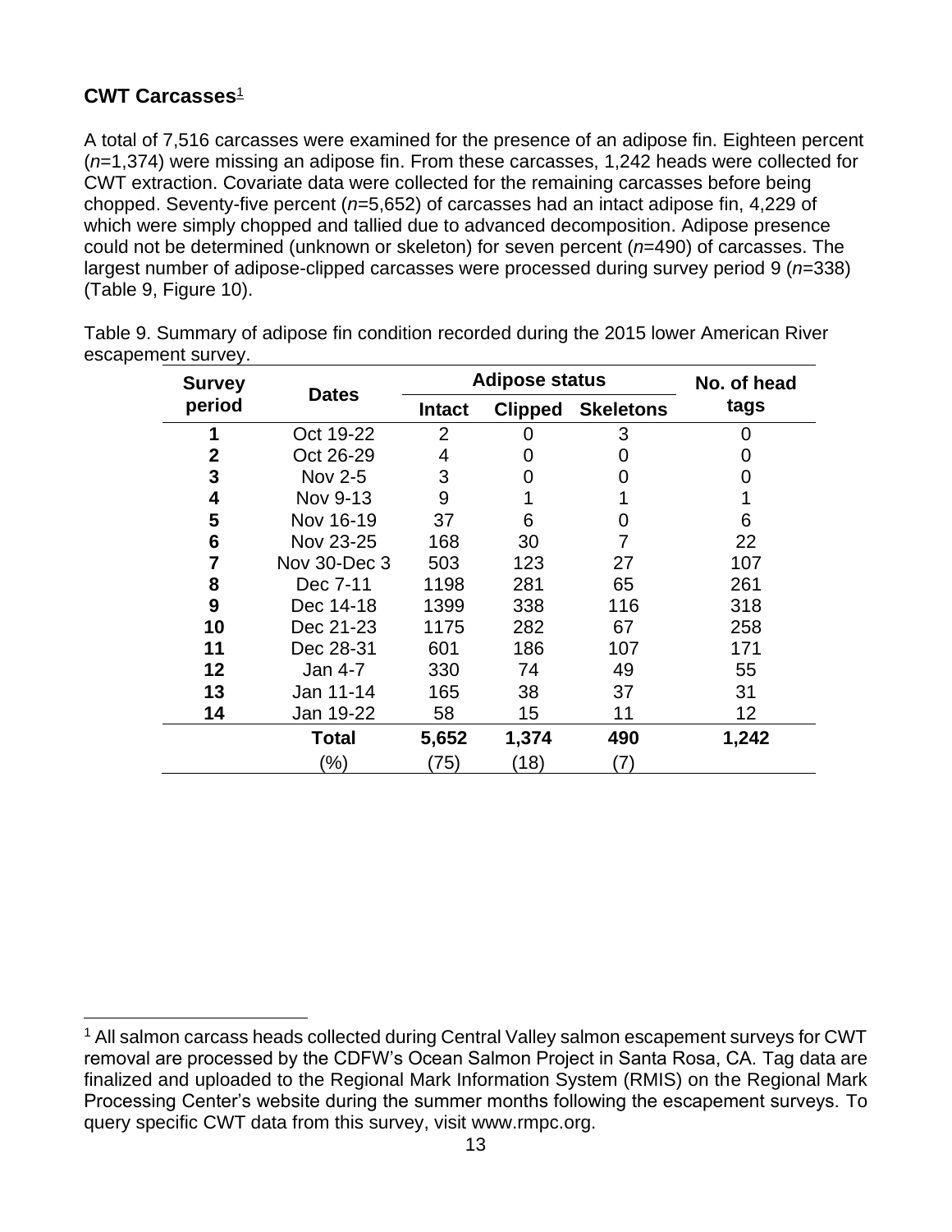## CWT Carcasses[1]

A total of 7,516 carcasses were examined for the presence of an adipose fin. Eighteen percent (*n*=1,374) were missing an adipose fin. From these carcasses, 1,242 heads were collected for CWT extraction. Covariate data were collected for the remaining carcasses before being chopped. Seventy-five percent (*n*=5,652) of carcasses had an intact adipose fin, 4,229 of which were simply chopped and tallied due to advanced decomposition. Adipose presence could not be determined (unknown or skeleton) for seven percent (*n*=490) of carcasses. The largest number of adipose-clipped carcasses were processed during survey period 9 (*n*=338) (Table 9, Figure 10).

Table 9. Summary of adipose fin condition recorded during the 2015 lower American River escapement survey.

| Survey period | Dates | Adipose status | | | No. of head tags |
|---|---|---|---|---|---|
| | | Intact | Clipped | Skeletons | |
| **1** | Oct 19-22 | 2 | 0 | 3 | 0 |
| **2** | Oct 26-29 | 4 | 0 | 0 | 0 |
| **3** | Nov 2-5 | 3 | 0 | 0 | 0 |
| **4** | Nov 9-13 | 9 | 1 | 1 | 1 |
| **5** | Nov 16-19 | 37 | 6 | 0 | 6 |
| **6** | Nov 23-25 | 168 | 30 | 7 | 22 |
| **7** | Nov 30-Dec 3 | 503 | 123 | 27 | 107 |
| **8** | Dec 7-11 | 1198 | 281 | 65 | 261 |
| **9** | Dec 14-18 | 1399 | 338 | 116 | 318 |
| **10** | Dec 21-23 | 1175 | 282 | 67 | 258 |
| **11** | Dec 28-31 | 601 | 186 | 107 | 171 |
| **12** | Jan 4-7 | 330 | 74 | 49 | 55 |
| **13** | Jan 11-14 | 165 | 38 | 37 | 31 |
| **14** | Jan 19-22 | 58 | 15 | 11 | 12 |
| | **Total** | **5,652** | **1,374** | **490** | **1,242** |
| | (%) | (75) | (18) | (7) | |

[1] All salmon carcass heads collected during Central Valley salmon escapement surveys for CWT removal are processed by the CDFW's Ocean Salmon Project in Santa Rosa, CA. Tag data are finalized and uploaded to the Regional Mark Information System (RMIS) on the Regional Mark Processing Center's website during the summer months following the escapement surveys. To query specific CWT data from this survey, visit www.rmpc.org.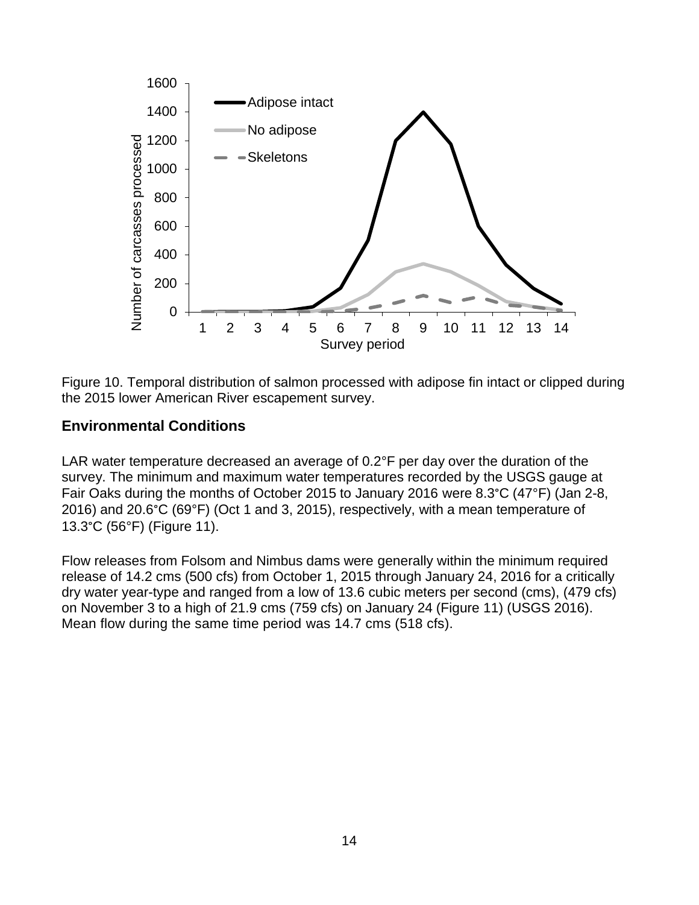Figure 10. Temporal distribution of salmon processed with adipose fin intact or clipped during the 2015 lower American River escapement survey.

## Environmental Conditions

LAR water temperature decreased an average of 0.2°F per day over the duration of the survey. The minimum and maximum water temperatures recorded by the USGS gauge at Fair Oaks during the months of October 2015 to January 2016 were 8.3°C (47°F) (Jan 2-8, 2016) and 20.6°C (69°F) (Oct 1 and 3, 2015), respectively, with a mean temperature of 13.3°C (56°F) (Figure 11).

Flow releases from Folsom and Nimbus dams were generally within the minimum required release of 14.2 cms (500 cfs) from October 1, 2015 through January 24, 2016 for a critically dry water year-type and ranged from a low of 13.6 cubic meters per second (cms), (479 cfs) on November 3 to a high of 21.9 cms (759 cfs) on January 24 (Figure 11) (USGS 2016). Mean flow during the same time period was 14.7 cms (518 cfs).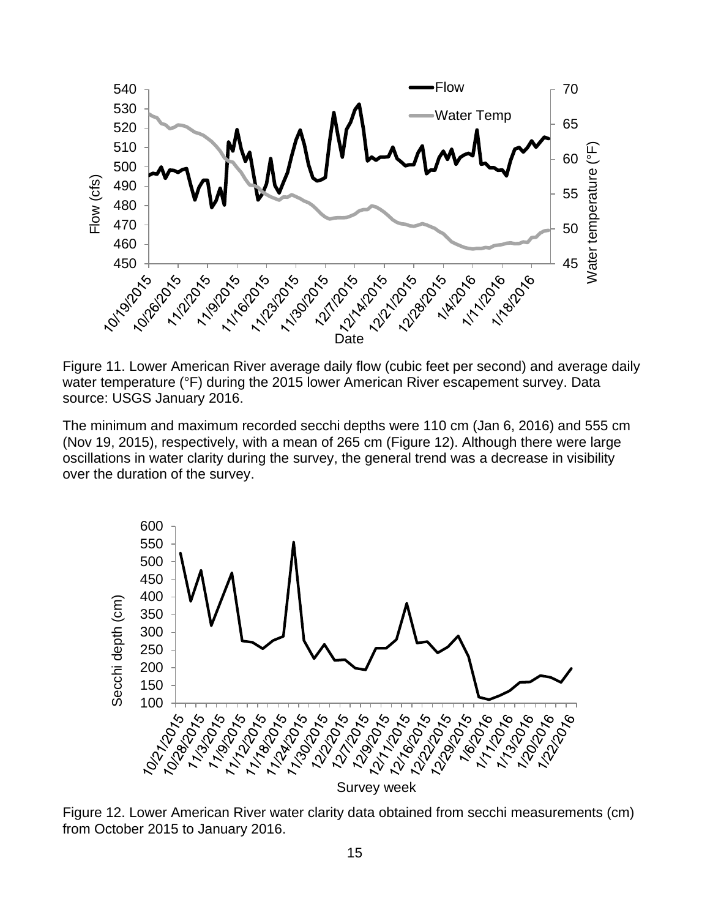Figure 11. Lower American River average daily flow (cubic feet per second) and average daily water temperature (°F) during the 2015 lower American River escapement survey. Data source: USGS January 2016.

The minimum and maximum recorded secchi depths were 110 cm (Jan 6, 2016) and 555 cm (Nov 19, 2015), respectively, with a mean of 265 cm (Figure 12). Although there were large oscillations in water clarity during the survey, the general trend was a decrease in visibility over the duration of the survey.

Figure 12. Lower American River water clarity data obtained from secchi measurements (cm) from October 2015 to January 2016.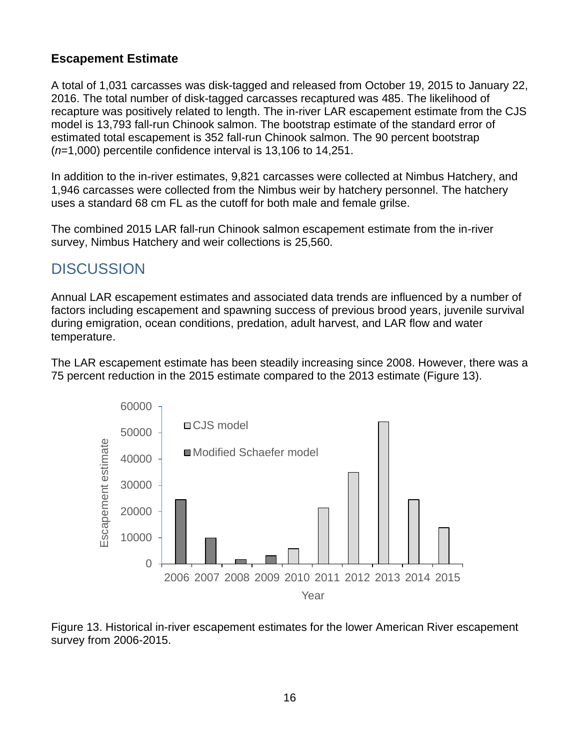### Escapement Estimate

A total of 1,031 carcasses was disk-tagged and released from October 19, 2015 to January 22, 2016. The total number of disk-tagged carcasses recaptured was 485. The likelihood of recapture was positively related to length. The in-river LAR escapement estimate from the CJS model is 13,793 fall-run Chinook salmon. The bootstrap estimate of the standard error of estimated total escapement is 352 fall-run Chinook salmon. The 90 percent bootstrap ($n$=1,000) percentile confidence interval is 13,106 to 14,251.

In addition to the in-river estimates, 9,821 carcasses were collected at Nimbus Hatchery, and 1,946 carcasses were collected from the Nimbus weir by hatchery personnel. The hatchery uses a standard 68 cm FL as the cutoff for both male and female grilse.

The combined 2015 LAR fall-run Chinook salmon escapement estimate from the in-river survey, Nimbus Hatchery and weir collections is 25,560.

## DISCUSSION

Annual LAR escapement estimates and associated data trends are influenced by a number of factors including escapement and spawning success of previous brood years, juvenile survival during emigration, ocean conditions, predation, adult harvest, and LAR flow and water temperature.

The LAR escapement estimate has been steadily increasing since 2008. However, there was a 75 percent reduction in the 2015 estimate compared to the 2013 estimate (Figure 13).

Figure 13. Historical in-river escapement estimates for the lower American River escapement survey from 2006-2015.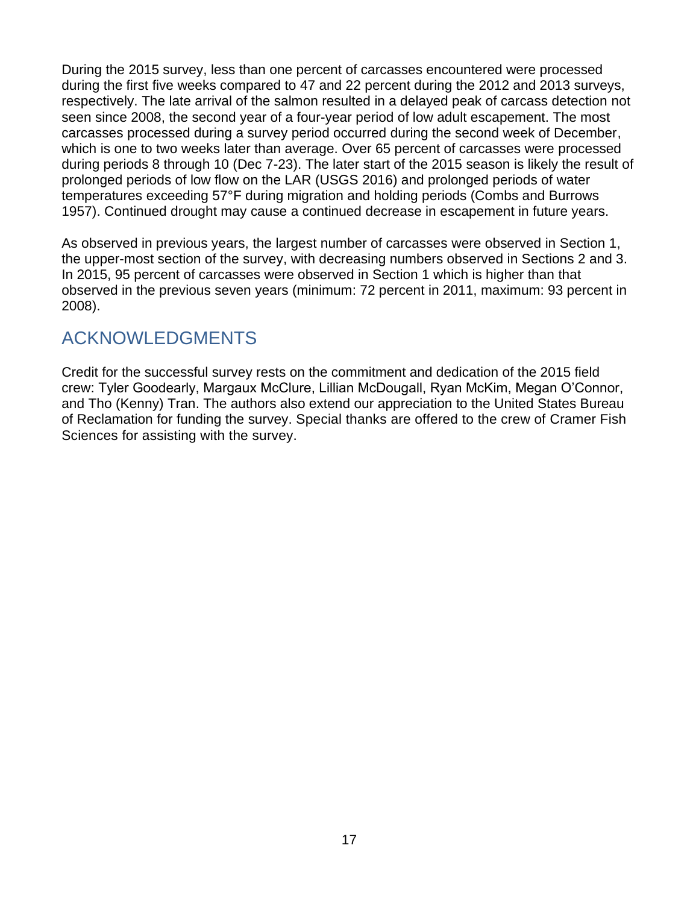During the 2015 survey, less than one percent of carcasses encountered were processed during the first five weeks compared to 47 and 22 percent during the 2012 and 2013 surveys, respectively. The late arrival of the salmon resulted in a delayed peak of carcass detection not seen since 2008, the second year of a four-year period of low adult escapement. The most carcasses processed during a survey period occurred during the second week of December, which is one to two weeks later than average. Over 65 percent of carcasses were processed during periods 8 through 10 (Dec 7-23). The later start of the 2015 season is likely the result of prolonged periods of low flow on the LAR (USGS 2016) and prolonged periods of water temperatures exceeding 57°F during migration and holding periods (Combs and Burrows 1957). Continued drought may cause a continued decrease in escapement in future years.

As observed in previous years, the largest number of carcasses were observed in Section 1, the upper-most section of the survey, with decreasing numbers observed in Sections 2 and 3. In 2015, 95 percent of carcasses were observed in Section 1 which is higher than that observed in the previous seven years (minimum: 72 percent in 2011, maximum: 93 percent in 2008).

## ACKNOWLEDGMENTS

Credit for the successful survey rests on the commitment and dedication of the 2015 field crew: Tyler Goodearly, Margaux McClure, Lillian McDougall, Ryan McKim, Megan O'Connor, and Tho (Kenny) Tran. The authors also extend our appreciation to the United States Bureau of Reclamation for funding the survey. Special thanks are offered to the crew of Cramer Fish Sciences for assisting with the survey.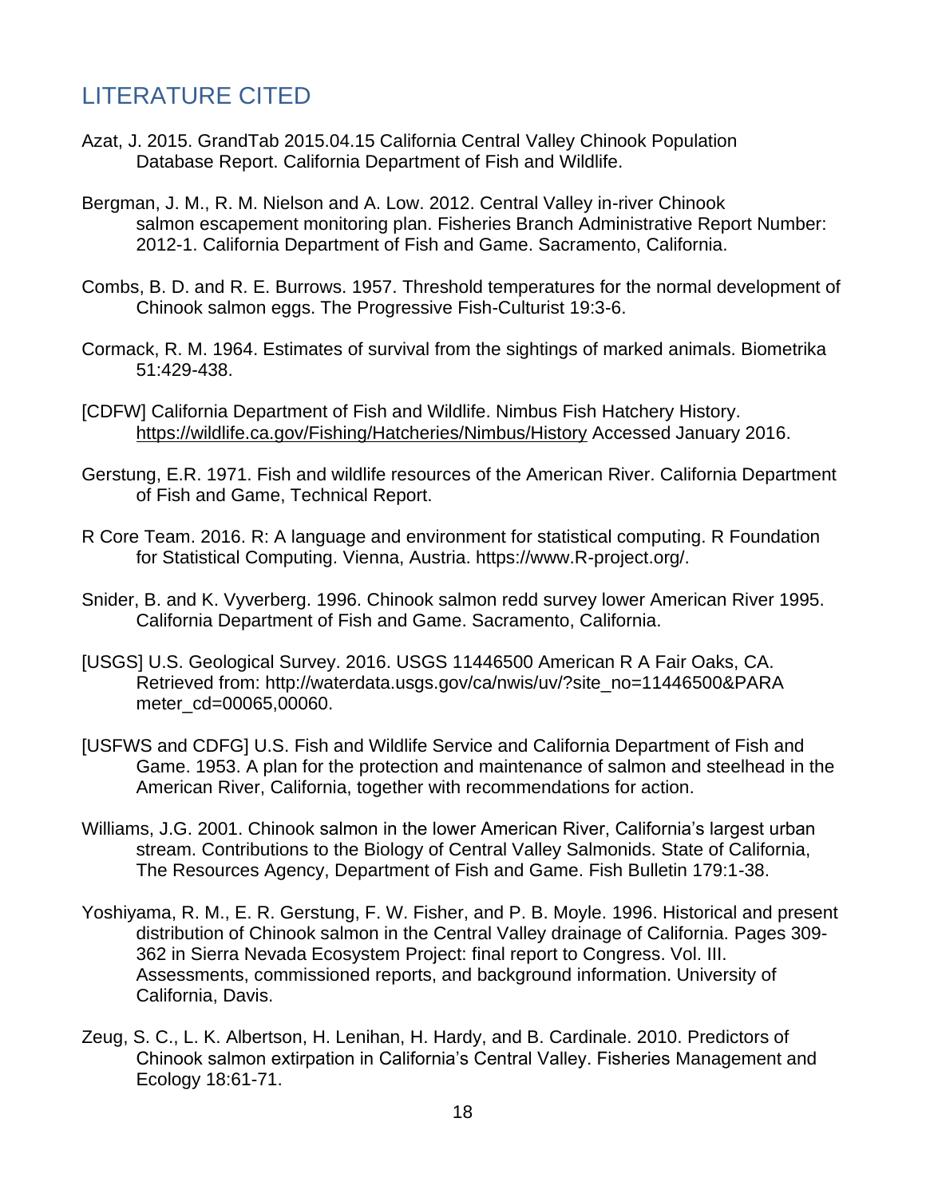## LITERATURE CITED

Azat, J. 2015. GrandTab 2015.04.15 California Central Valley Chinook Population Database Report. California Department of Fish and Wildlife.

Bergman, J. M., R. M. Nielson and A. Low. 2012. Central Valley in-river Chinook salmon escapement monitoring plan. Fisheries Branch Administrative Report Number: 2012-1. California Department of Fish and Game. Sacramento, California.

Combs, B. D. and R. E. Burrows. 1957. Threshold temperatures for the normal development of Chinook salmon eggs. The Progressive Fish-Culturist 19:3-6.

Cormack, R. M. 1964. Estimates of survival from the sightings of marked animals. Biometrika 51:429-438.

[CDFW] California Department of Fish and Wildlife. Nimbus Fish Hatchery History. https://wildlife.ca.gov/Fishing/Hatcheries/Nimbus/History Accessed January 2016.

Gerstung, E.R. 1971. Fish and wildlife resources of the American River. California Department of Fish and Game, Technical Report.

R Core Team. 2016. R: A language and environment for statistical computing. R Foundation for Statistical Computing. Vienna, Austria. https://www.R-project.org/.

Snider, B. and K. Vyverberg. 1996. Chinook salmon redd survey lower American River 1995. California Department of Fish and Game. Sacramento, California.

[USGS] U.S. Geological Survey. 2016. USGS 11446500 American R A Fair Oaks, CA. Retrieved from: http://waterdata.usgs.gov/ca/nwis/uv/?site_no=11446500&PARAmeter_cd=00065,00060.

[USFWS and CDFG] U.S. Fish and Wildlife Service and California Department of Fish and Game. 1953. A plan for the protection and maintenance of salmon and steelhead in the American River, California, together with recommendations for action.

Williams, J.G. 2001. Chinook salmon in the lower American River, California's largest urban stream. Contributions to the Biology of Central Valley Salmonids. State of California, The Resources Agency, Department of Fish and Game. Fish Bulletin 179:1-38.

Yoshiyama, R. M., E. R. Gerstung, F. W. Fisher, and P. B. Moyle. 1996. Historical and present distribution of Chinook salmon in the Central Valley drainage of California. Pages 309-362 in Sierra Nevada Ecosystem Project: final report to Congress. Vol. III. Assessments, commissioned reports, and background information. University of California, Davis.

Zeug, S. C., L. K. Albertson, H. Lenihan, H. Hardy, and B. Cardinale. 2010. Predictors of Chinook salmon extirpation in California's Central Valley. Fisheries Management and Ecology 18:61-71.